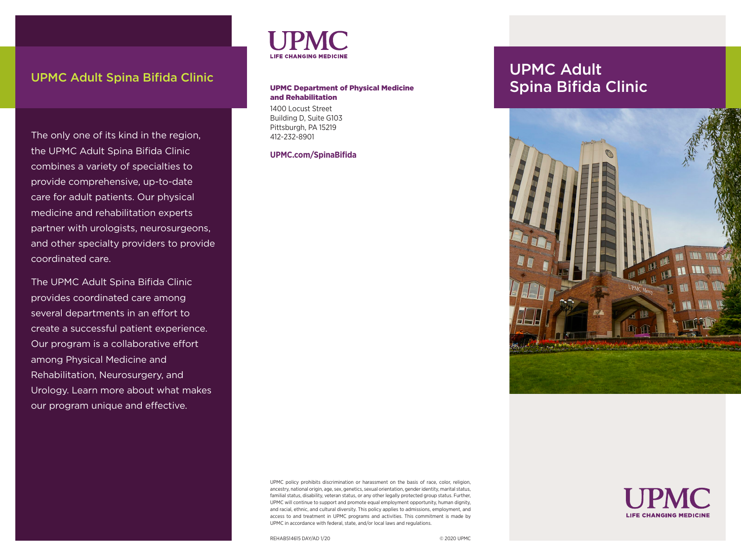## UPMC Adult Spina Bifida Clinic

The only one of its kind in the region, the UPMC Adult Spina Bifida Clinic combines a variety of specialties to provide comprehensive, up-to-date care for adult patients. Our physical medicine and rehabilitation experts partner with urologists, neurosurgeons, and other specialty providers to provide coordinated care.

The UPMC Adult Spina Bifida Clinic provides coordinated care among several departments in an effort to create a successful patient experience. Our program is a collaborative effort among Physical Medicine and Rehabilitation, Neurosurgery, and Urology. Learn more about what makes our program unique and effective.

UPMC
LIFE CHANGING MEDICINE

**UPMC Department of Physical Medicine and Rehabilitation**

1400 Locust Street
Building D, Suite G103
Pittsburgh, PA 15219
412-232-8901

**UPMC.com/SpinaBifida**

UPMC policy prohibits discrimination or harassment on the basis of race, color, religion, ancestry, national origin, age, sex, genetics, sexual orientation, gender identity, marital status, familial status, disability, veteran status, or any other legally protected group status. Further, UPMC will continue to support and promote equal employment opportunity, human dignity, and racial, ethnic, and cultural diversity. This policy applies to admissions, employment, and access to and treatment in UPMC programs and activities. This commitment is made by UPMC in accordance with federal, state, and/or local laws and regulations.

REHAB514615 DAY/AD 1/20 © 2020 UPMC

# UPMC Adult Spina Bifida Clinic

UPMC
LIFE CHANGING MEDICINE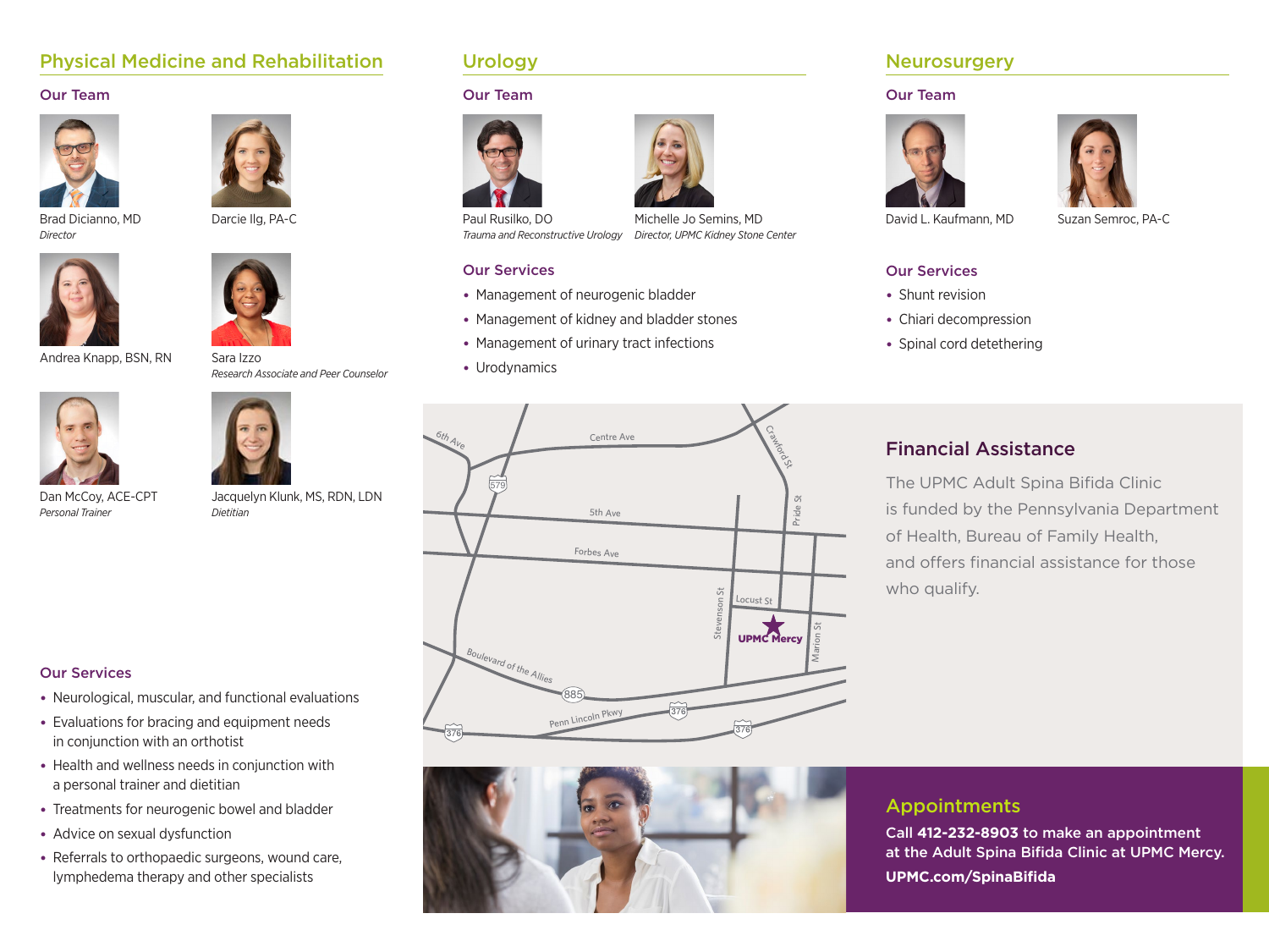## Physical Medicine and Rehabilitation

### Our Team

Brad Dicianno, MD
*Director*

Darcie Ilg, PA-C

Andrea Knapp, BSN, RN

Sara Izzo
*Research Associate and Peer Counselor*

Dan McCoy, ACE-CPT
*Personal Trainer*

Jacquelyn Klunk, MS, RDN, LDN
*Dietitian*

### Our Services

- Neurological, muscular, and functional evaluations
- Evaluations for bracing and equipment needs in conjunction with an orthotist
- Health and wellness needs in conjunction with a personal trainer and dietitian
- Treatments for neurogenic bowel and bladder
- Advice on sexual dysfunction
- Referrals to orthopaedic surgeons, wound care, lymphedema therapy and other specialists

## Urology

### Our Team

Paul Rusilko, DO
*Trauma and Reconstructive Urology*

Michelle Jo Semins, MD
*Director, UPMC Kidney Stone Center*

### Our Services

- Management of neurogenic bladder
- Management of kidney and bladder stones
- Management of urinary tract infections
- Urodynamics

## Neurosurgery

### Our Team

David L. Kaufmann, MD

Suzan Semroc, PA-C

### Our Services

- Shunt revision
- Chiari decompression
- Spinal cord detethering

6th Ave
Centre Ave
Crawford St
579
5th Ave
Pride St
Forbes Ave
Stevenson St
Locust St
UPMC Mercy
Marion St
Boulevard of the Allies
885
Penn Lincoln Pkwy
376
376
376

## Financial Assistance

The UPMC Adult Spina Bifida Clinic is funded by the Pennsylvania Department of Health, Bureau of Family Health, and offers financial assistance for those who qualify.

## Appointments

**Call 412-232-8903 to make an appointment at the Adult Spina Bifida Clinic at UPMC Mercy.**

**UPMC.com/SpinaBifida**